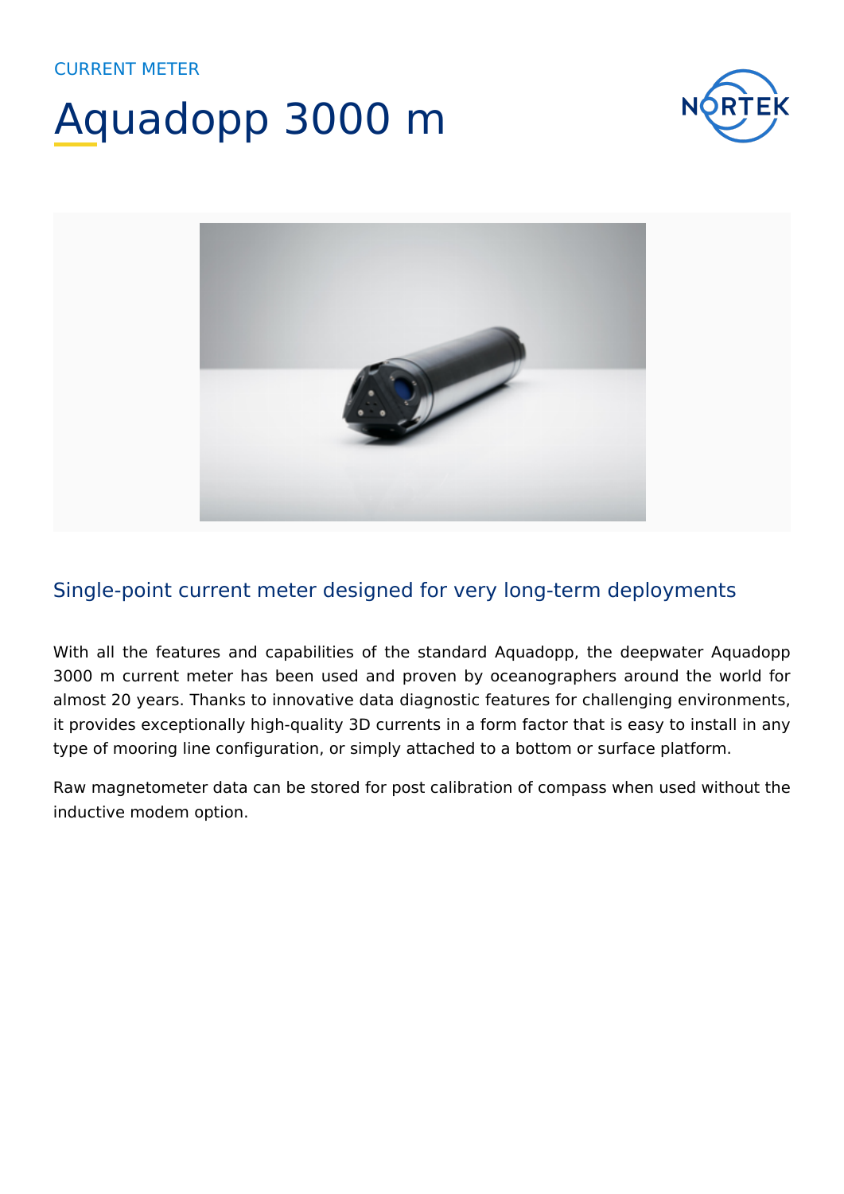CURRENT METER

# Aquadopp 3000 m

## Single-point current meter designed for very long-term deployments

With all the features and capabilities of the standard Aquadopp, the deepwater Aquadopp 3000 m current meter has been used and proven by oceanographers around the world for almost 20 years. Thanks to innovative data diagnostic features for challenging environments, it provides exceptionally high-quality 3D currents in a form factor that is easy to install in any type of mooring line configuration, or simply attached to a bottom or surface platform.

Raw magnetometer data can be stored for post calibration of compass when used without the inductive modem option.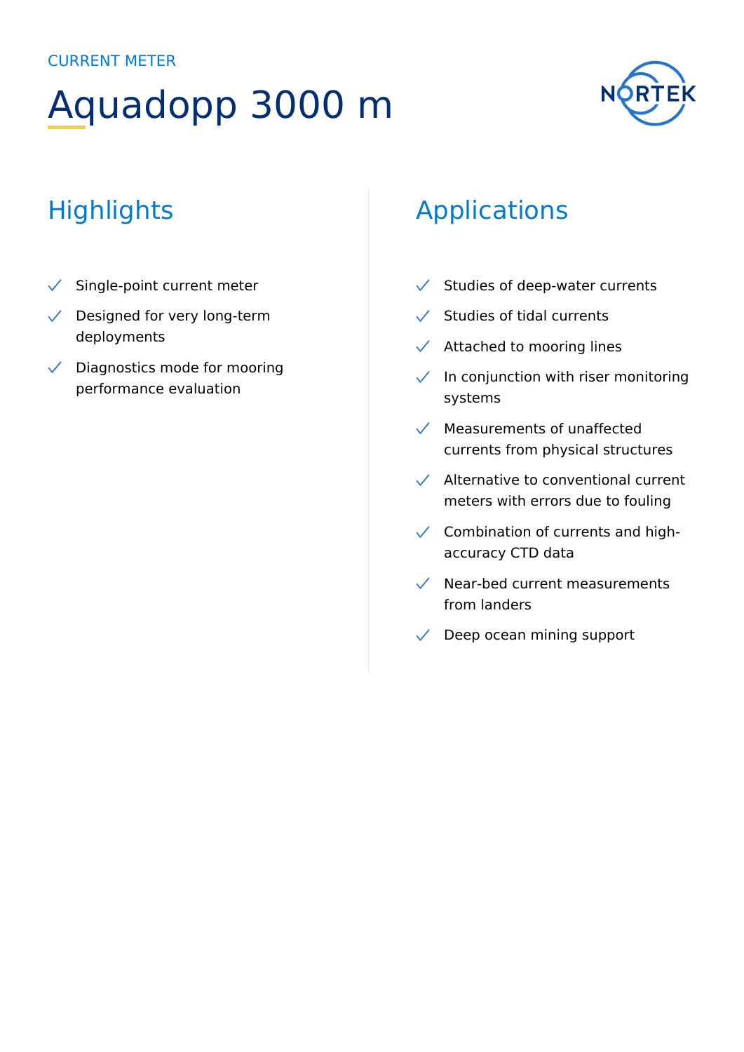CURRENT METER

# Aquadopp 3000 m

## Highlights

- Single-point current meter
- Designed for very long-term deployments
- Diagnostics mode for mooring performance evaluation

## Applications

- Studies of deep-water currents
- Studies of tidal currents
- Attached to mooring lines
- In conjunction with riser monitoring systems
- Measurements of unaffected currents from physical structures
- Alternative to conventional current meters with errors due to fouling
- Combination of currents and high-accuracy CTD data
- Near-bed current measurements from landers
- Deep ocean mining support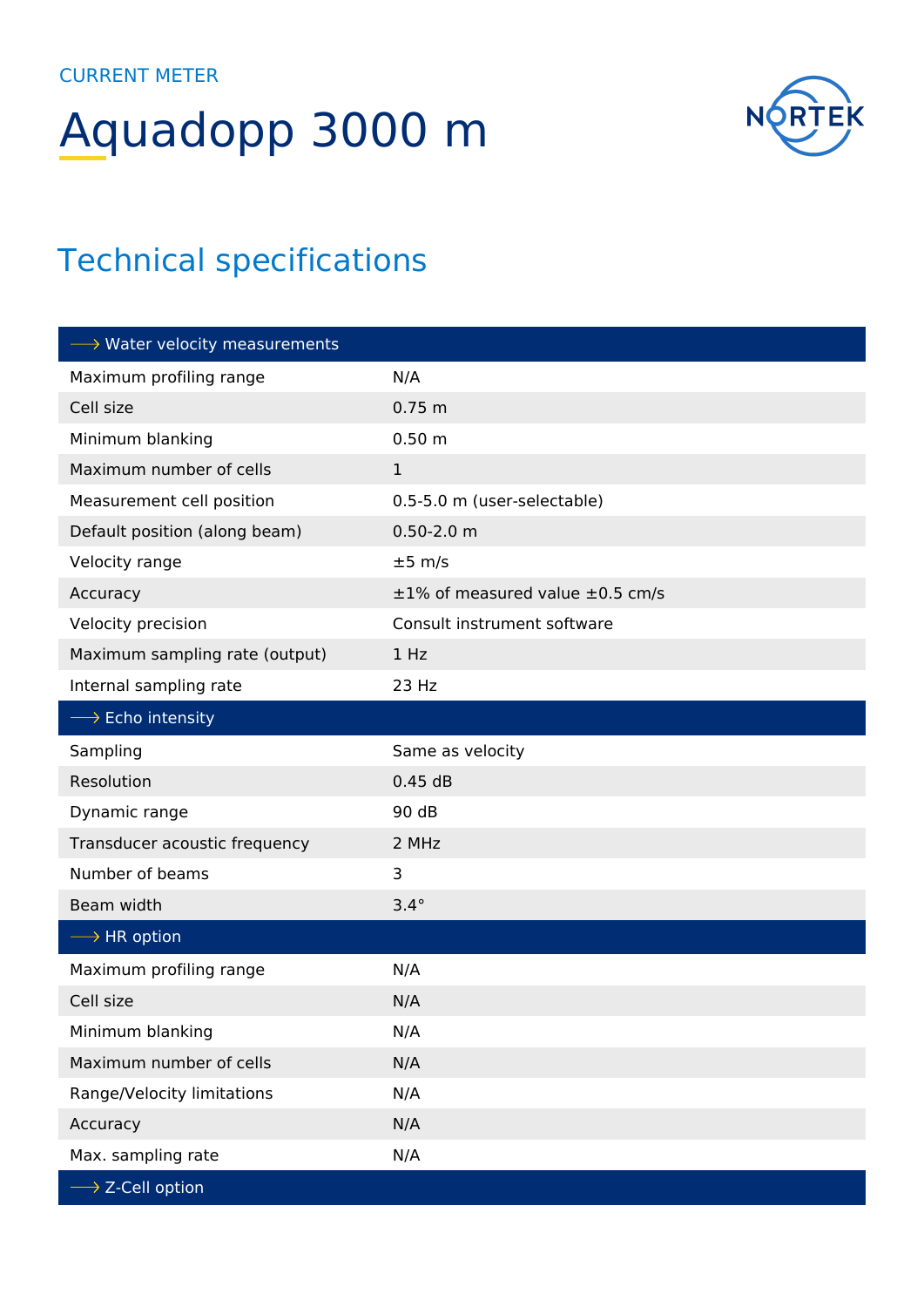CURRENT METER

# Aquadopp 3000 m

## Technical specifications

| ⟶ Water velocity measurements | |
|---|---|
| Maximum profiling range | N/A |
| Cell size | 0.75 m |
| Minimum blanking | 0.50 m |
| Maximum number of cells | 1 |
| Measurement cell position | 0.5-5.0 m (user-selectable) |
| Default position (along beam) | 0.50-2.0 m |
| Velocity range | ±5 m/s |
| Accuracy | ±1% of measured value ±0.5 cm/s |
| Velocity precision | Consult instrument software |
| Maximum sampling rate (output) | 1 Hz |
| Internal sampling rate | 23 Hz |
| **⟶ Echo intensity** | |
| Sampling | Same as velocity |
| Resolution | 0.45 dB |
| Dynamic range | 90 dB |
| Transducer acoustic frequency | 2 MHz |
| Number of beams | 3 |
| Beam width | 3.4° |
| **⟶ HR option** | |
| Maximum profiling range | N/A |
| Cell size | N/A |
| Minimum blanking | N/A |
| Maximum number of cells | N/A |
| Range/Velocity limitations | N/A |
| Accuracy | N/A |
| Max. sampling rate | N/A |
| **⟶ Z-Cell option** | |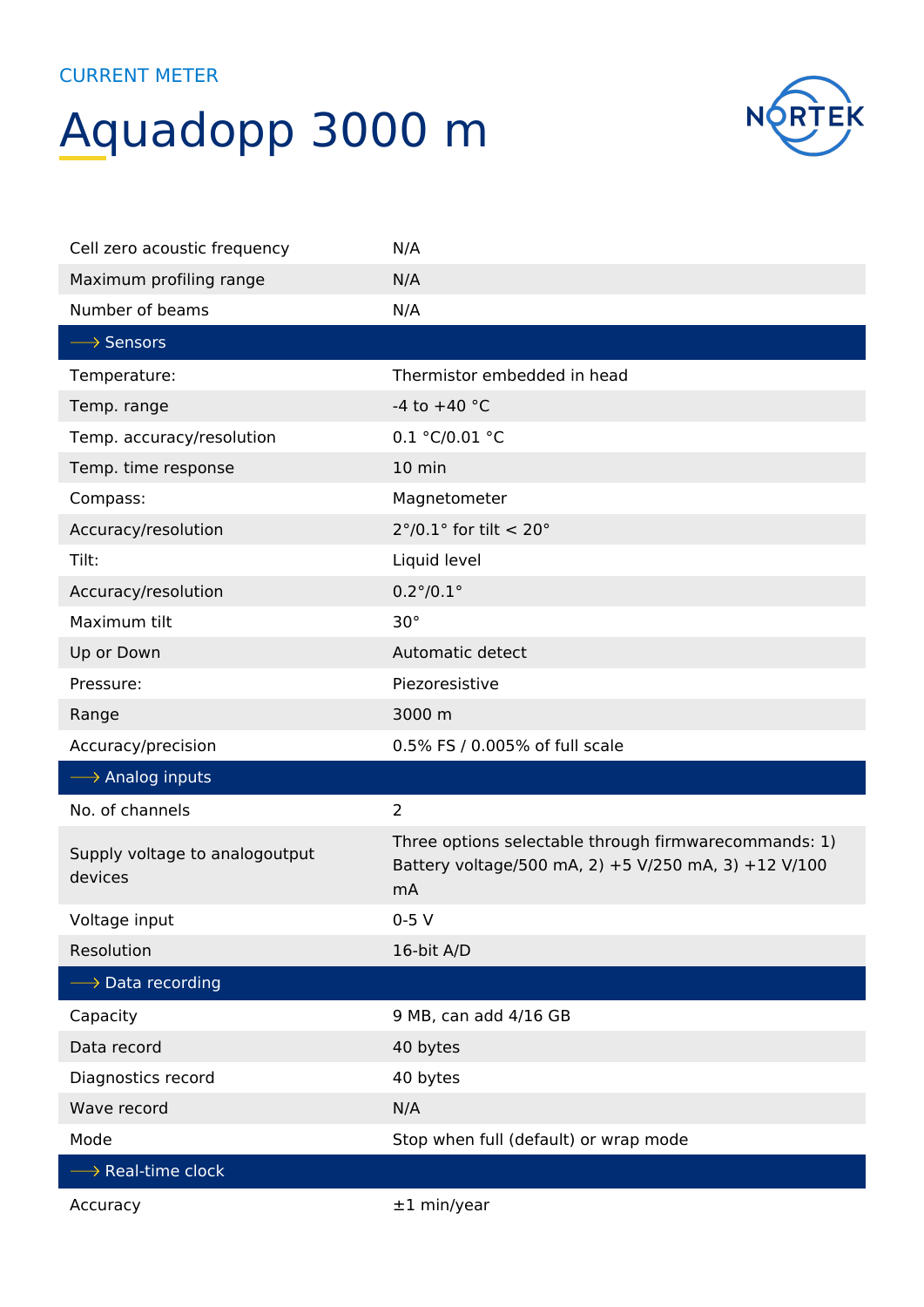CURRENT METER

# Aquadopp 3000 m

| | |
|---|---|
| Cell zero acoustic frequency | N/A |
| Maximum profiling range | N/A |
| Number of beams | N/A |
| **⟶ Sensors** | |
| Temperature: | Thermistor embedded in head |
| Temp. range | -4 to +40 °C |
| Temp. accuracy/resolution | 0.1 °C/0.01 °C |
| Temp. time response | 10 min |
| Compass: | Magnetometer |
| Accuracy/resolution | 2°/0.1° for tilt < 20° |
| Tilt: | Liquid level |
| Accuracy/resolution | 0.2°/0.1° |
| Maximum tilt | 30° |
| Up or Down | Automatic detect |
| Pressure: | Piezoresistive |
| Range | 3000 m |
| Accuracy/precision | 0.5% FS / 0.005% of full scale |
| **⟶ Analog inputs** | |
| No. of channels | 2 |
| Supply voltage to analogoutput devices | Three options selectable through firmwarecommands: 1) Battery voltage/500 mA, 2) +5 V/250 mA, 3) +12 V/100 mA |
| Voltage input | 0-5 V |
| Resolution | 16-bit A/D |
| **⟶ Data recording** | |
| Capacity | 9 MB, can add 4/16 GB |
| Data record | 40 bytes |
| Diagnostics record | 40 bytes |
| Wave record | N/A |
| Mode | Stop when full (default) or wrap mode |
| **⟶ Real-time clock** | |
| Accuracy | ±1 min/year |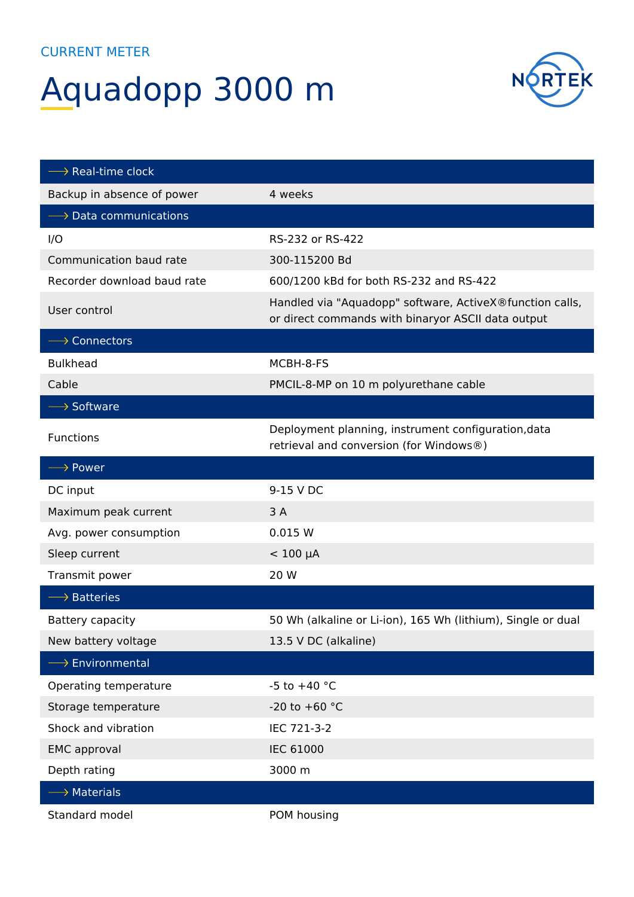CURRENT METER

# Aquadopp 3000 m

| ⟶ Real-time clock | |
|---|---|
| Backup in absence of power | 4 weeks |
| **⟶ Data communications** | |
| I/O | RS-232 or RS-422 |
| Communication baud rate | 300-115200 Bd |
| Recorder download baud rate | 600/1200 kBd for both RS-232 and RS-422 |
| User control | Handled via "Aquadopp" software, ActiveX®function calls, or direct commands with binaryor ASCII data output |
| **⟶ Connectors** | |
| Bulkhead | MCBH-8-FS |
| Cable | PMCIL-8-MP on 10 m polyurethane cable |
| **⟶ Software** | |
| Functions | Deployment planning, instrument configuration,data retrieval and conversion (for Windows®) |
| **⟶ Power** | |
| DC input | 9-15 V DC |
| Maximum peak current | 3 A |
| Avg. power consumption | 0.015 W |
| Sleep current | < 100 µA |
| Transmit power | 20 W |
| **⟶ Batteries** | |
| Battery capacity | 50 Wh (alkaline or Li-ion), 165 Wh (lithium), Single or dual |
| New battery voltage | 13.5 V DC (alkaline) |
| **⟶ Environmental** | |
| Operating temperature | -5 to +40 °C |
| Storage temperature | -20 to +60 °C |
| Shock and vibration | IEC 721-3-2 |
| EMC approval | IEC 61000 |
| Depth rating | 3000 m |
| **⟶ Materials** | |
| Standard model | POM housing |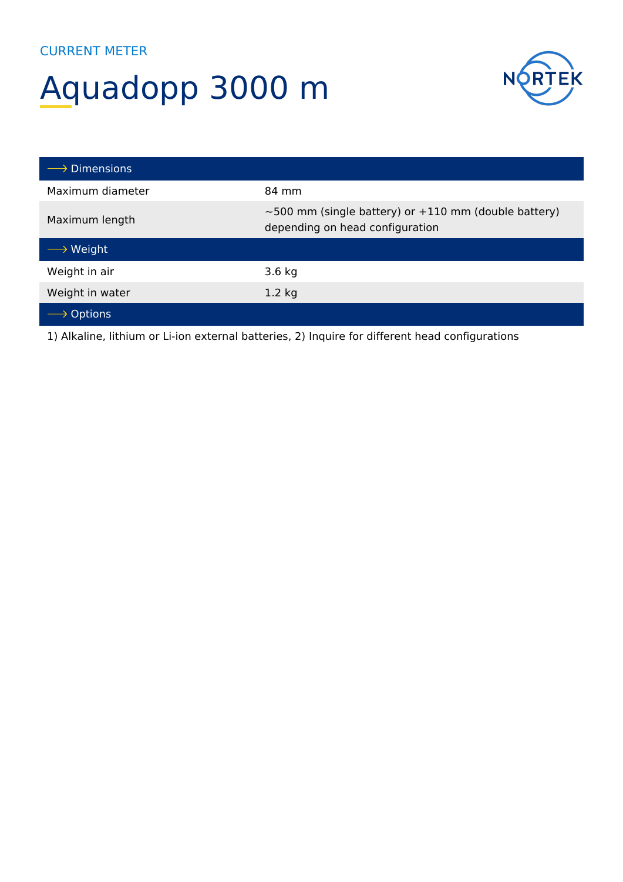CURRENT METER

# Aquadopp 3000 m

| | |
|---|---|
| **⟶ Dimensions** | |
| Maximum diameter | 84 mm |
| Maximum length | ~500 mm (single battery) or +110 mm (double battery) depending on head configuration |
| **⟶ Weight** | |
| Weight in air | 3.6 kg |
| Weight in water | 1.2 kg |
| **⟶ Options** | |

1) Alkaline, lithium or Li-ion external batteries, 2) Inquire for different head configurations